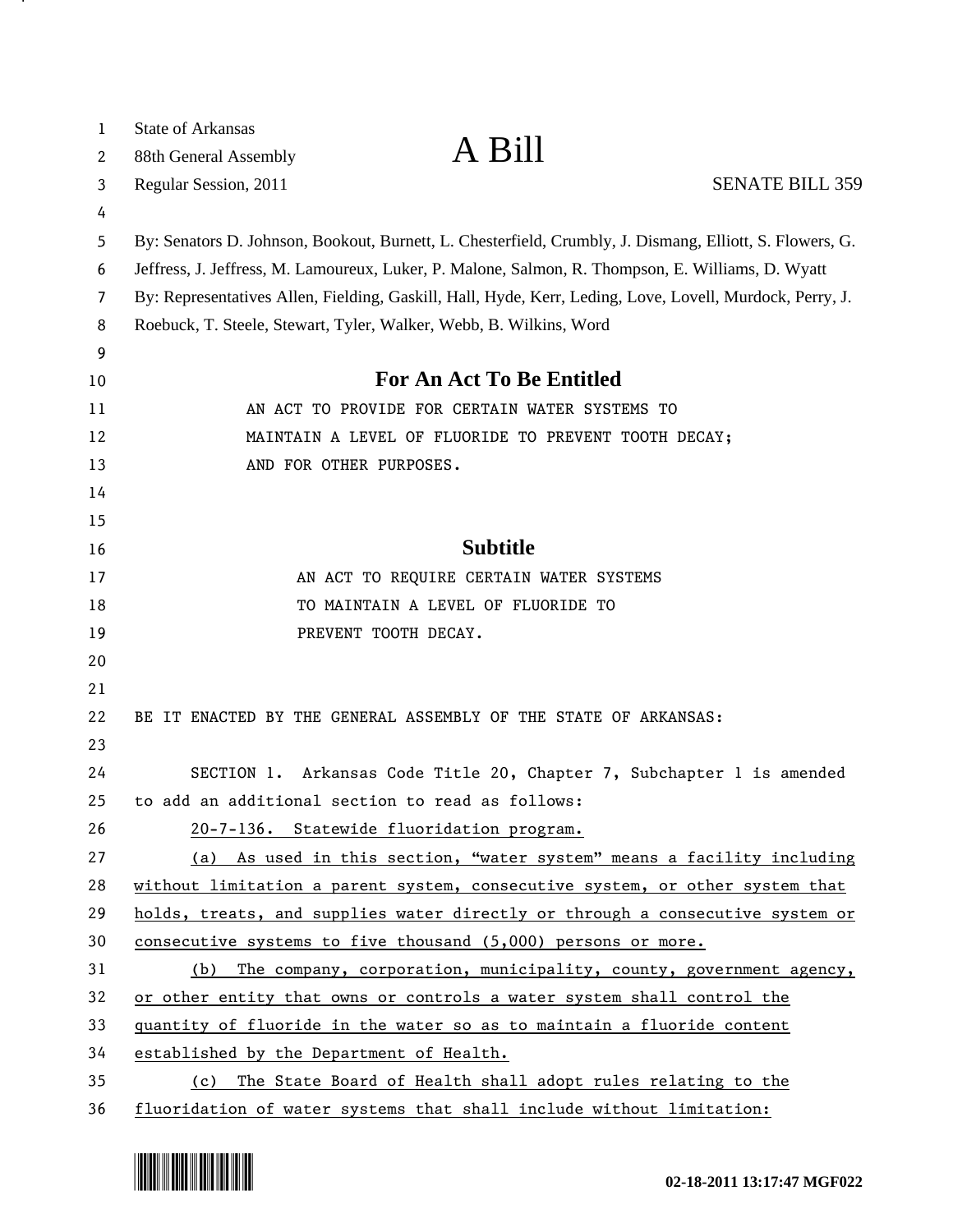State of Arkansas

88th General Assembly

# A Bill

Regular Session, 2011 SENATE BILL 359

By: Senators D. Johnson, Bookout, Burnett, L. Chesterfield, Crumbly, J. Dismang, Elliott, S. Flowers, G. Jeffress, J. Jeffress, M. Lamoureux, Luker, P. Malone, Salmon, R. Thompson, E. Williams, D. Wyatt

By: Representatives Allen, Fielding, Gaskill, Hall, Hyde, Kerr, Leding, Love, Lovell, Murdock, Perry, J. Roebuck, T. Steele, Stewart, Tyler, Walker, Webb, B. Wilkins, Word

## For An Act To Be Entitled

AN ACT TO PROVIDE FOR CERTAIN WATER SYSTEMS TO MAINTAIN A LEVEL OF FLUORIDE TO PREVENT TOOTH DECAY; AND FOR OTHER PURPOSES.

## Subtitle

AN ACT TO REQUIRE CERTAIN WATER SYSTEMS TO MAINTAIN A LEVEL OF FLUORIDE TO PREVENT TOOTH DECAY.

BE IT ENACTED BY THE GENERAL ASSEMBLY OF THE STATE OF ARKANSAS:

SECTION 1. Arkansas Code Title 20, Chapter 7, Subchapter 1 is amended to add an additional section to read as follows:

20-7-136. Statewide fluoridation program.

(a) As used in this section, "water system" means a facility including without limitation a parent system, consecutive system, or other system that holds, treats, and supplies water directly or through a consecutive system or consecutive systems to five thousand (5,000) persons or more.

(b) The company, corporation, municipality, county, government agency, or other entity that owns or controls a water system shall control the quantity of fluoride in the water so as to maintain a fluoride content established by the Department of Health.

(c) The State Board of Health shall adopt rules relating to the fluoridation of water systems that shall include without limitation: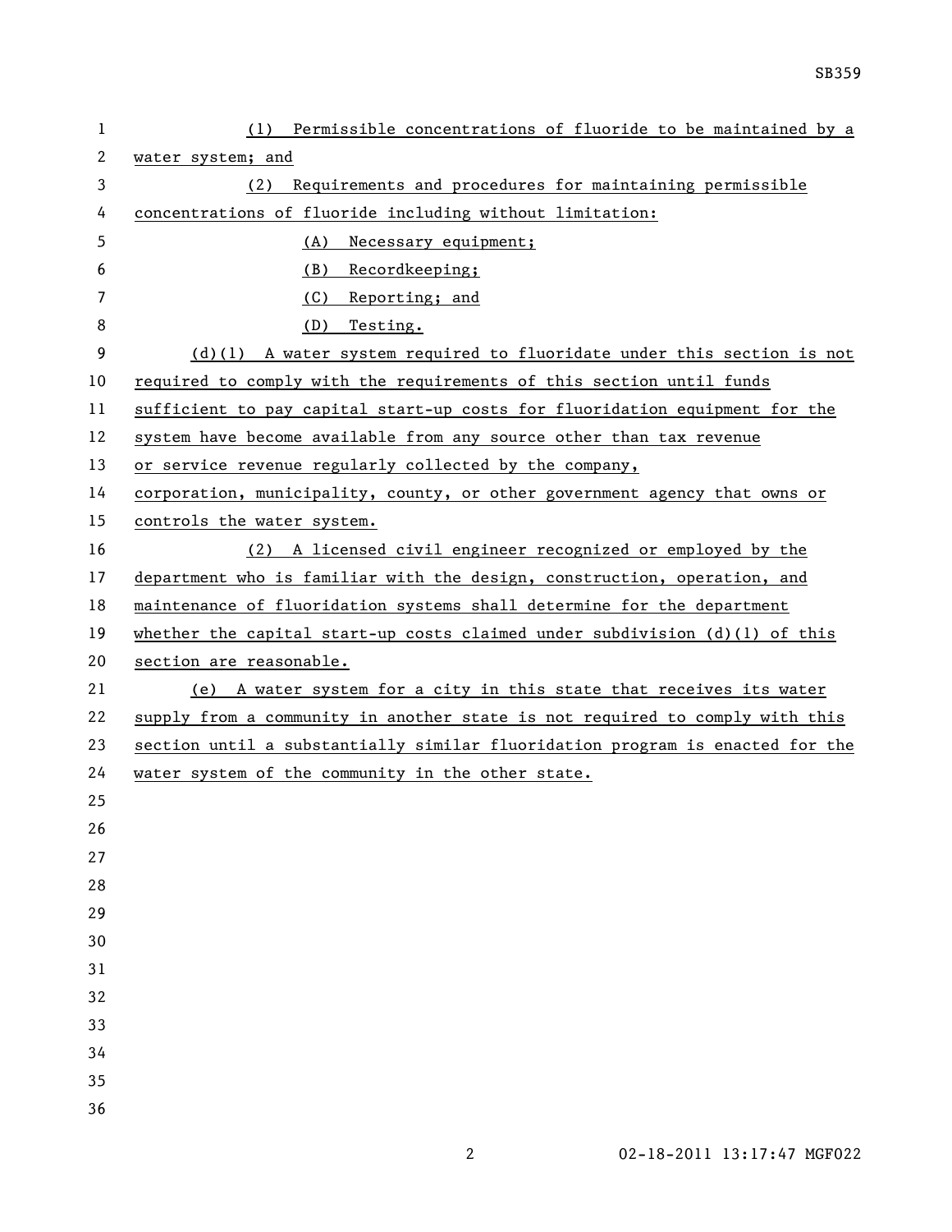(1) Permissible concentrations of fluoride to be maintained by a water system; and

(2) Requirements and procedures for maintaining permissible concentrations of fluoride including without limitation:

(A) Necessary equipment;

(B) Recordkeeping;

(C) Reporting; and

(D) Testing.

(d)(1) A water system required to fluoridate under this section is not required to comply with the requirements of this section until funds sufficient to pay capital start-up costs for fluoridation equipment for the system have become available from any source other than tax revenue or service revenue regularly collected by the company, corporation, municipality, county, or other government agency that owns or controls the water system.

(2) A licensed civil engineer recognized or employed by the department who is familiar with the design, construction, operation, and maintenance of fluoridation systems shall determine for the department whether the capital start-up costs claimed under subdivision (d)(1) of this section are reasonable.

(e) A water system for a city in this state that receives its water supply from a community in another state is not required to comply with this section until a substantially similar fluoridation program is enacted for the water system of the community in the other state.